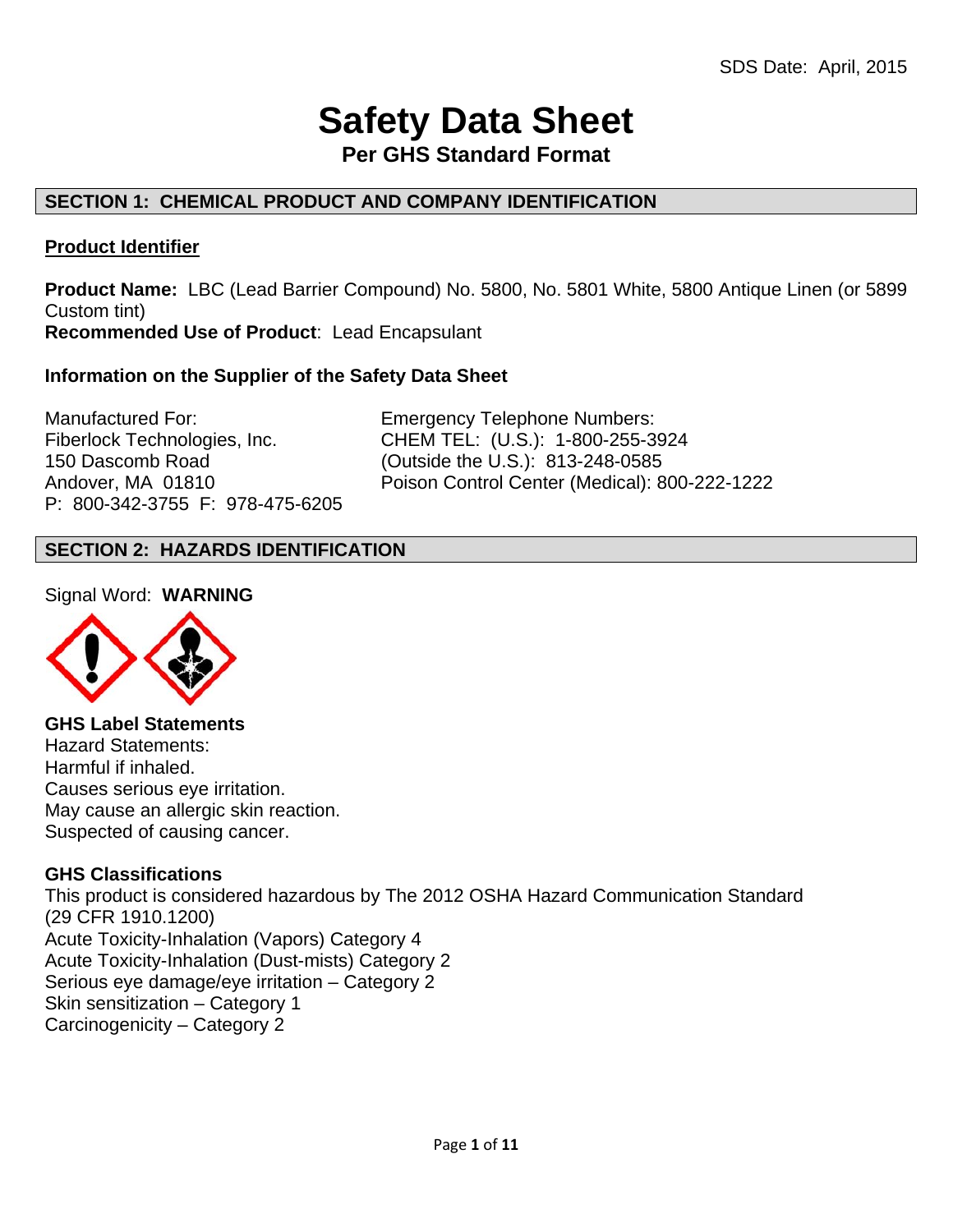SDS Date: April, 2015

# Safety Data Sheet

## Per GHS Standard Format

## SECTION 1: CHEMICAL PRODUCT AND COMPANY IDENTIFICATION

### Product Identifier

**Product Name:** LBC (Lead Barrier Compound) No. 5800, No. 5801 White, 5800 Antique Linen (or 5899 Custom tint)
**Recommended Use of Product**: Lead Encapsulant

### Information on the Supplier of the Safety Data Sheet

Manufactured For:
Fiberlock Technologies, Inc.
150 Dascomb Road
Andover, MA 01810
P: 800-342-3755 F: 978-475-6205

Emergency Telephone Numbers:
CHEM TEL: (U.S.): 1-800-255-3924
(Outside the U.S.): 813-248-0585
Poison Control Center (Medical): 800-222-1222

## SECTION 2: HAZARDS IDENTIFICATION

Signal Word: **WARNING**

**GHS Label Statements**
Hazard Statements:
Harmful if inhaled.
Causes serious eye irritation.
May cause an allergic skin reaction.
Suspected of causing cancer.

**GHS Classifications**
This product is considered hazardous by The 2012 OSHA Hazard Communication Standard (29 CFR 1910.1200)
Acute Toxicity-Inhalation (Vapors) Category 4
Acute Toxicity-Inhalation (Dust-mists) Category 2
Serious eye damage/eye irritation – Category 2
Skin sensitization – Category 1
Carcinogenicity – Category 2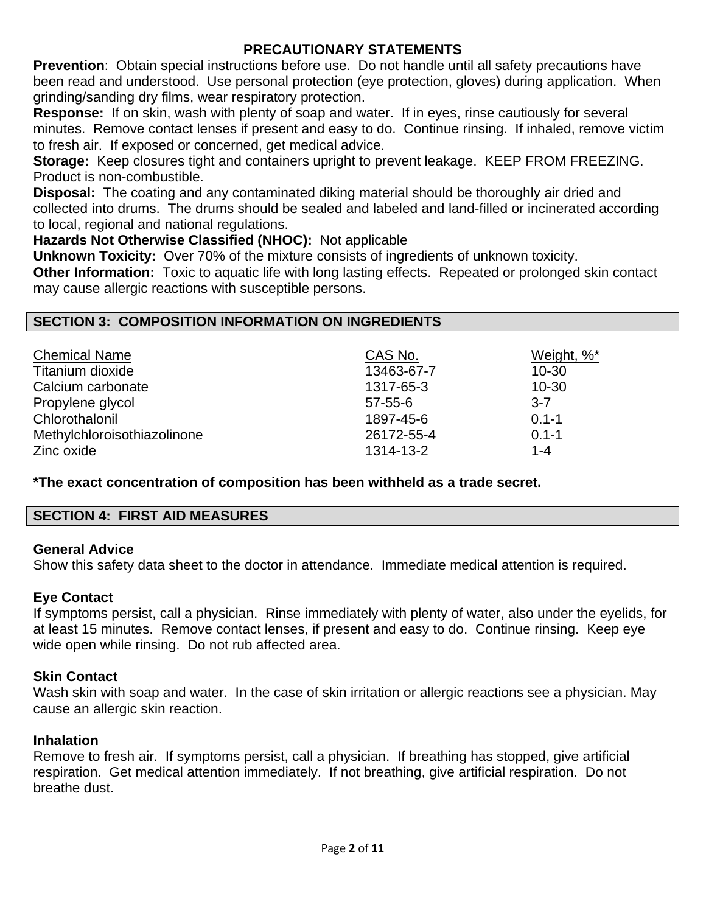### PRECAUTIONARY STATEMENTS

**Prevention**: Obtain special instructions before use. Do not handle until all safety precautions have been read and understood. Use personal protection (eye protection, gloves) during application. When grinding/sanding dry films, wear respiratory protection.

**Response:** If on skin, wash with plenty of soap and water. If in eyes, rinse cautiously for several minutes. Remove contact lenses if present and easy to do. Continue rinsing. If inhaled, remove victim to fresh air. If exposed or concerned, get medical advice.

**Storage:** Keep closures tight and containers upright to prevent leakage. KEEP FROM FREEZING. Product is non-combustible.

**Disposal:** The coating and any contaminated diking material should be thoroughly air dried and collected into drums. The drums should be sealed and labeled and land-filled or incinerated according to local, regional and national regulations.

**Hazards Not Otherwise Classified (NHOC):** Not applicable

**Unknown Toxicity:** Over 70% of the mixture consists of ingredients of unknown toxicity.

**Other Information:** Toxic to aquatic life with long lasting effects. Repeated or prolonged skin contact may cause allergic reactions with susceptible persons.

## SECTION 3: COMPOSITION INFORMATION ON INGREDIENTS

| Chemical Name | CAS No. | Weight, %* |
|---|---|---|
| Titanium dioxide | 13463-67-7 | 10-30 |
| Calcium carbonate | 1317-65-3 | 10-30 |
| Propylene glycol | 57-55-6 | 3-7 |
| Chlorothalonil | 1897-45-6 | 0.1-1 |
| Methylchloroisothiazolinone | 26172-55-4 | 0.1-1 |
| Zinc oxide | 1314-13-2 | 1-4 |

**\*The exact concentration of composition has been withheld as a trade secret.**

## SECTION 4: FIRST AID MEASURES

### General Advice

Show this safety data sheet to the doctor in attendance. Immediate medical attention is required.

### Eye Contact

If symptoms persist, call a physician. Rinse immediately with plenty of water, also under the eyelids, for at least 15 minutes. Remove contact lenses, if present and easy to do. Continue rinsing. Keep eye wide open while rinsing. Do not rub affected area.

### Skin Contact

Wash skin with soap and water. In the case of skin irritation or allergic reactions see a physician. May cause an allergic skin reaction.

### Inhalation

Remove to fresh air. If symptoms persist, call a physician. If breathing has stopped, give artificial respiration. Get medical attention immediately. If not breathing, give artificial respiration. Do not breathe dust.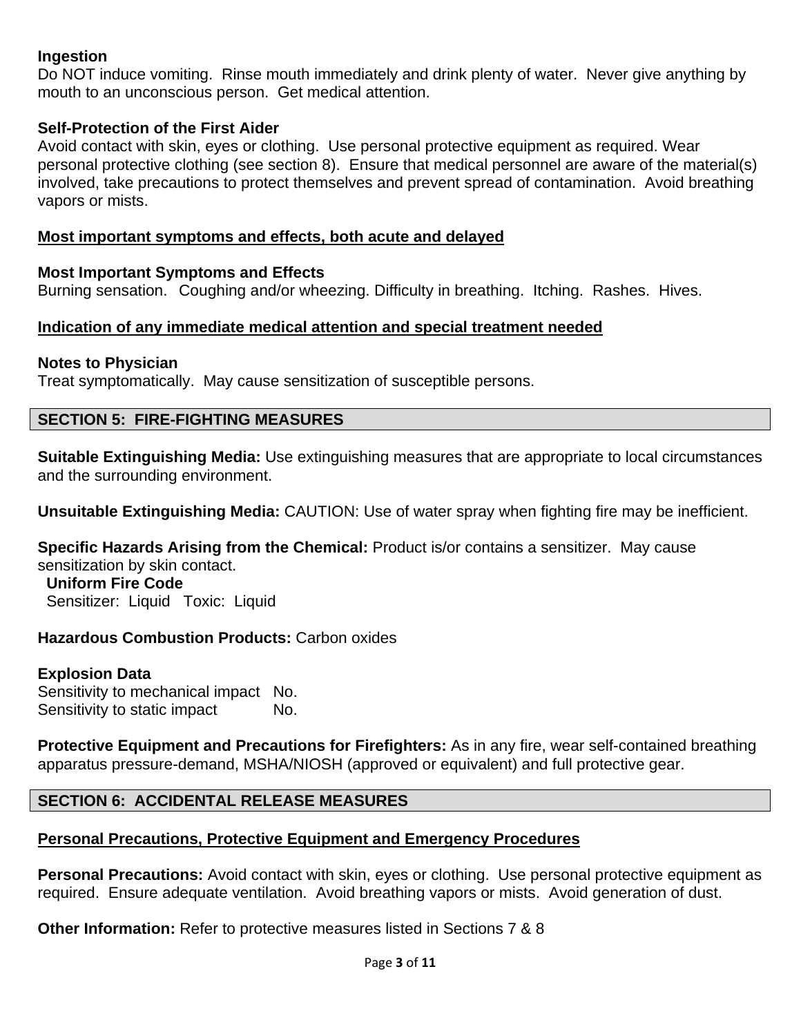**Ingestion**
Do NOT induce vomiting. Rinse mouth immediately and drink plenty of water. Never give anything by mouth to an unconscious person. Get medical attention.

**Self-Protection of the First Aider**
Avoid contact with skin, eyes or clothing. Use personal protective equipment as required. Wear personal protective clothing (see section 8). Ensure that medical personnel are aware of the material(s) involved, take precautions to protect themselves and prevent spread of contamination. Avoid breathing vapors or mists.

**Most important symptoms and effects, both acute and delayed**

**Most Important Symptoms and Effects**
Burning sensation. Coughing and/or wheezing. Difficulty in breathing. Itching. Rashes. Hives.

**Indication of any immediate medical attention and special treatment needed**

**Notes to Physician**
Treat symptomatically. May cause sensitization of susceptible persons.

## SECTION 5: FIRE-FIGHTING MEASURES

**Suitable Extinguishing Media:** Use extinguishing measures that are appropriate to local circumstances and the surrounding environment.

**Unsuitable Extinguishing Media:** CAUTION: Use of water spray when fighting fire may be inefficient.

**Specific Hazards Arising from the Chemical:** Product is/or contains a sensitizer. May cause sensitization by skin contact.
**Uniform Fire Code**
Sensitizer: Liquid Toxic: Liquid

**Hazardous Combustion Products:** Carbon oxides

**Explosion Data**
Sensitivity to mechanical impact No.
Sensitivity to static impact No.

**Protective Equipment and Precautions for Firefighters:** As in any fire, wear self-contained breathing apparatus pressure-demand, MSHA/NIOSH (approved or equivalent) and full protective gear.

## SECTION 6: ACCIDENTAL RELEASE MEASURES

**Personal Precautions, Protective Equipment and Emergency Procedures**

**Personal Precautions:** Avoid contact with skin, eyes or clothing. Use personal protective equipment as required. Ensure adequate ventilation. Avoid breathing vapors or mists. Avoid generation of dust.

**Other Information:** Refer to protective measures listed in Sections 7 & 8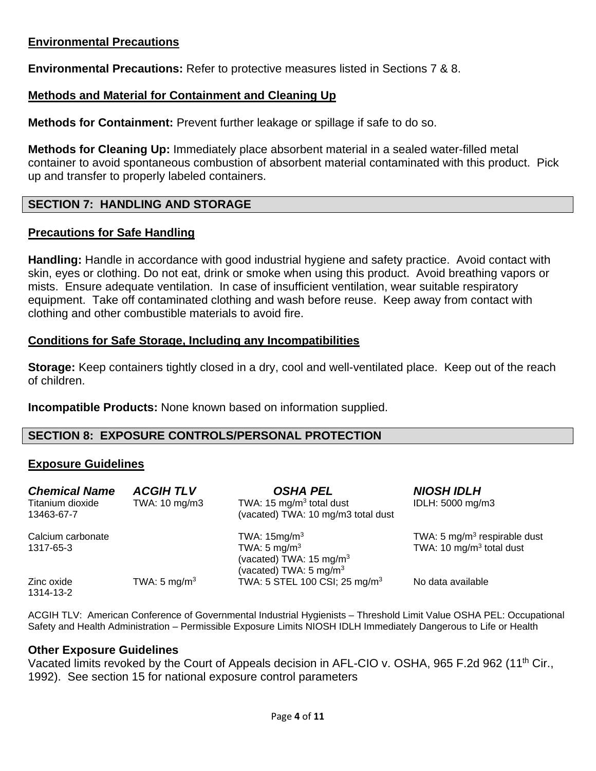### Environmental Precautions

**Environmental Precautions:** Refer to protective measures listed in Sections 7 & 8.

### Methods and Material for Containment and Cleaning Up

**Methods for Containment:** Prevent further leakage or spillage if safe to do so.

**Methods for Cleaning Up:** Immediately place absorbent material in a sealed water-filled metal container to avoid spontaneous combustion of absorbent material contaminated with this product. Pick up and transfer to properly labeled containers.

## SECTION 7: HANDLING AND STORAGE

### Precautions for Safe Handling

**Handling:** Handle in accordance with good industrial hygiene and safety practice. Avoid contact with skin, eyes or clothing. Do not eat, drink or smoke when using this product. Avoid breathing vapors or mists. Ensure adequate ventilation. In case of insufficient ventilation, wear suitable respiratory equipment. Take off contaminated clothing and wash before reuse. Keep away from contact with clothing and other combustible materials to avoid fire.

### Conditions for Safe Storage, Including any Incompatibilities

**Storage:** Keep containers tightly closed in a dry, cool and well-ventilated place. Keep out of the reach of children.

**Incompatible Products:** None known based on information supplied.

## SECTION 8: EXPOSURE CONTROLS/PERSONAL PROTECTION

### Exposure Guidelines

| *Chemical Name* | *ACGIH TLV* | *OSHA PEL* | *NIOSH IDLH* |
|---|---|---|---|
| Titanium dioxide 13463-67-7 | TWA: 10 mg/m3 | TWA: 15 mg/m$^3$ total dust (vacated) TWA: 10 mg/m3 total dust | IDLH: 5000 mg/m3 |
| Calcium carbonate 1317-65-3 | | TWA: 15mg/m$^3$ TWA: 5 mg/m$^3$ (vacated) TWA: 15 mg/m$^3$ (vacated) TWA: 5 mg/m$^3$ | TWA: 5 mg/m$^3$ respirable dust TWA: 10 mg/m$^3$ total dust |
| Zinc oxide 1314-13-2 | TWA: 5 mg/m$^3$ | TWA: 5 STEL 100 CSI; 25 mg/m$^3$ | No data available |

ACGIH TLV: American Conference of Governmental Industrial Hygienists – Threshold Limit Value OSHA PEL: Occupational Safety and Health Administration – Permissible Exposure Limits NIOSH IDLH Immediately Dangerous to Life or Health

### Other Exposure Guidelines

Vacated limits revoked by the Court of Appeals decision in AFL-CIO v. OSHA, 965 F.2d 962 (11th Cir., 1992). See section 15 for national exposure control parameters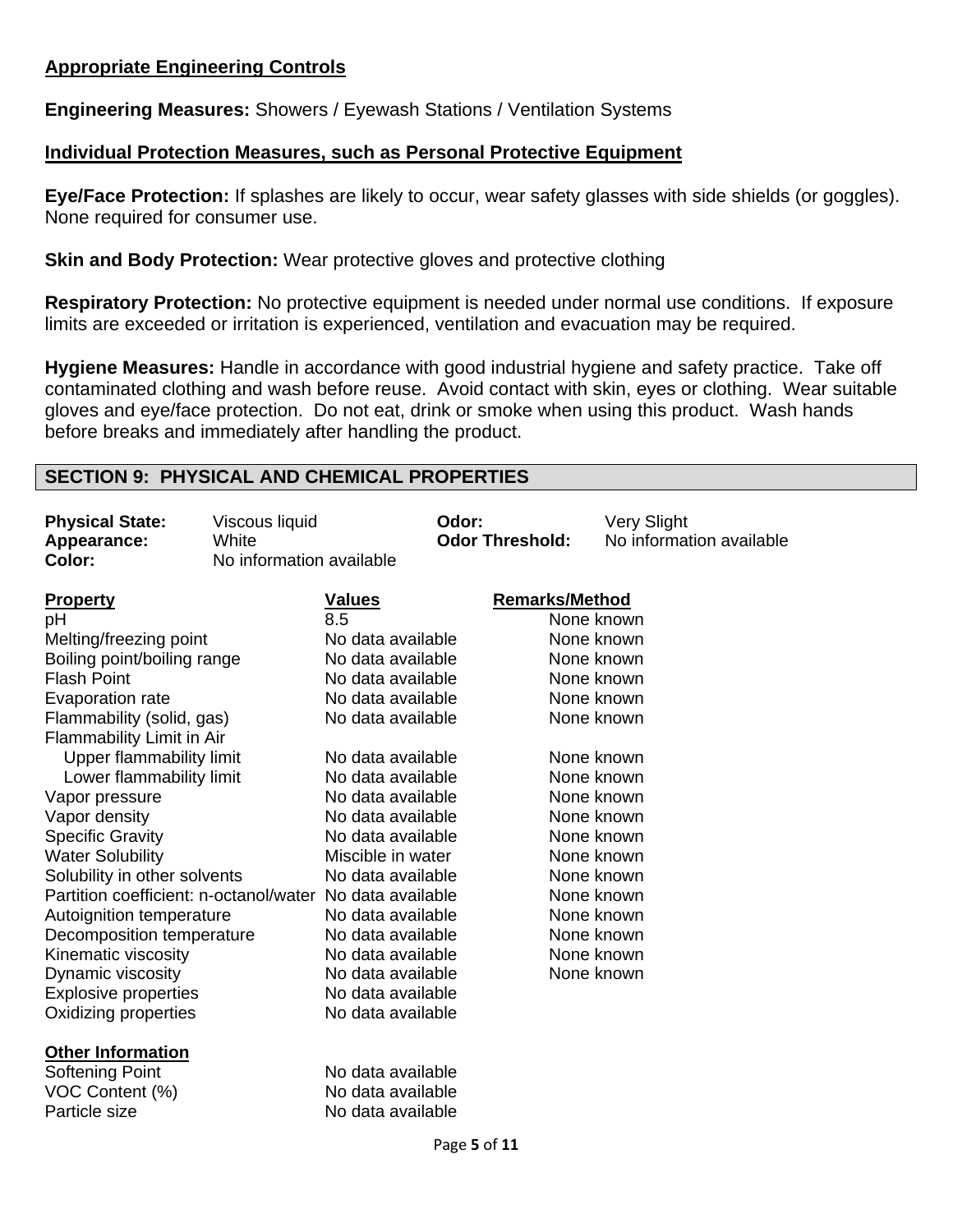**Appropriate Engineering Controls**

**Engineering Measures:** Showers / Eyewash Stations / Ventilation Systems

**Individual Protection Measures, such as Personal Protective Equipment**

**Eye/Face Protection:** If splashes are likely to occur, wear safety glasses with side shields (or goggles). None required for consumer use.

**Skin and Body Protection:** Wear protective gloves and protective clothing

**Respiratory Protection:** No protective equipment is needed under normal use conditions. If exposure limits are exceeded or irritation is experienced, ventilation and evacuation may be required.

**Hygiene Measures:** Handle in accordance with good industrial hygiene and safety practice. Take off contaminated clothing and wash before reuse. Avoid contact with skin, eyes or clothing. Wear suitable gloves and eye/face protection. Do not eat, drink or smoke when using this product. Wash hands before breaks and immediately after handling the product.

## SECTION 9: PHYSICAL AND CHEMICAL PROPERTIES

**Physical State:** Viscous liquid
**Appearance:** White
**Color:** No information available

**Odor:** Very Slight
**Odor Threshold:** No information available

| Property | Values | Remarks/Method |
|---|---|---|
| pH | 8.5 | None known |
| Melting/freezing point | No data available | None known |
| Boiling point/boiling range | No data available | None known |
| Flash Point | No data available | None known |
| Evaporation rate | No data available | None known |
| Flammability (solid, gas) | No data available | None known |
| Flammability Limit in Air | | |
| Upper flammability limit | No data available | None known |
| Lower flammability limit | No data available | None known |
| Vapor pressure | No data available | None known |
| Vapor density | No data available | None known |
| Specific Gravity | No data available | None known |
| Water Solubility | Miscible in water | None known |
| Solubility in other solvents | No data available | None known |
| Partition coefficient: n-octanol/water | No data available | None known |
| Autoignition temperature | No data available | None known |
| Decomposition temperature | No data available | None known |
| Kinematic viscosity | No data available | None known |
| Dynamic viscosity | No data available | None known |
| Explosive properties | No data available | |
| Oxidizing properties | No data available | |

**Other Information**

| | |
|---|---|
| Softening Point | No data available |
| VOC Content (%) | No data available |
| Particle size | No data available |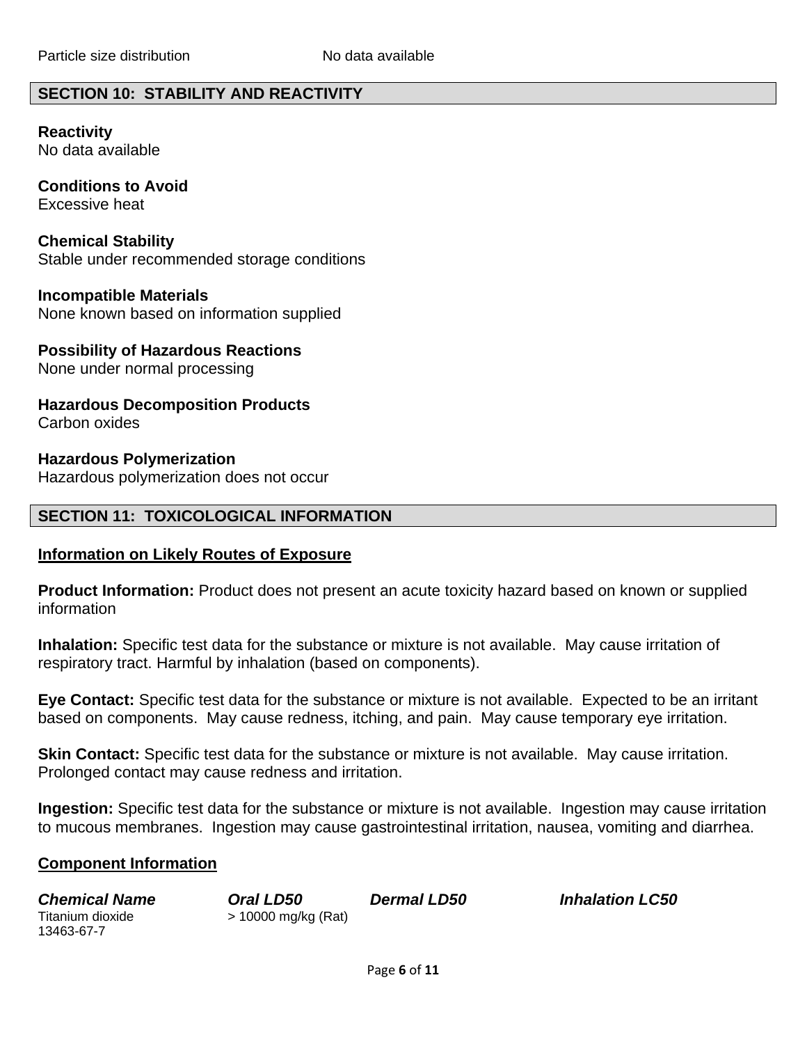Particle size distribution No data available

## SECTION 10: STABILITY AND REACTIVITY

**Reactivity**
No data available

**Conditions to Avoid**
Excessive heat

**Chemical Stability**
Stable under recommended storage conditions

**Incompatible Materials**
None known based on information supplied

**Possibility of Hazardous Reactions**
None under normal processing

**Hazardous Decomposition Products**
Carbon oxides

**Hazardous Polymerization**
Hazardous polymerization does not occur

## SECTION 11: TOXICOLOGICAL INFORMATION

**Information on Likely Routes of Exposure**

**Product Information:** Product does not present an acute toxicity hazard based on known or supplied information

**Inhalation:** Specific test data for the substance or mixture is not available. May cause irritation of respiratory tract. Harmful by inhalation (based on components).

**Eye Contact:** Specific test data for the substance or mixture is not available. Expected to be an irritant based on components. May cause redness, itching, and pain. May cause temporary eye irritation.

**Skin Contact:** Specific test data for the substance or mixture is not available. May cause irritation. Prolonged contact may cause redness and irritation.

**Ingestion:** Specific test data for the substance or mixture is not available. Ingestion may cause irritation to mucous membranes. Ingestion may cause gastrointestinal irritation, nausea, vomiting and diarrhea.

**Component Information**

| *Chemical Name* | *Oral LD50* | *Dermal LD50* | *Inhalation LC50* |
|---|---|---|---|
| Titanium dioxide 13463-67-7 | > 10000 mg/kg (Rat) | | |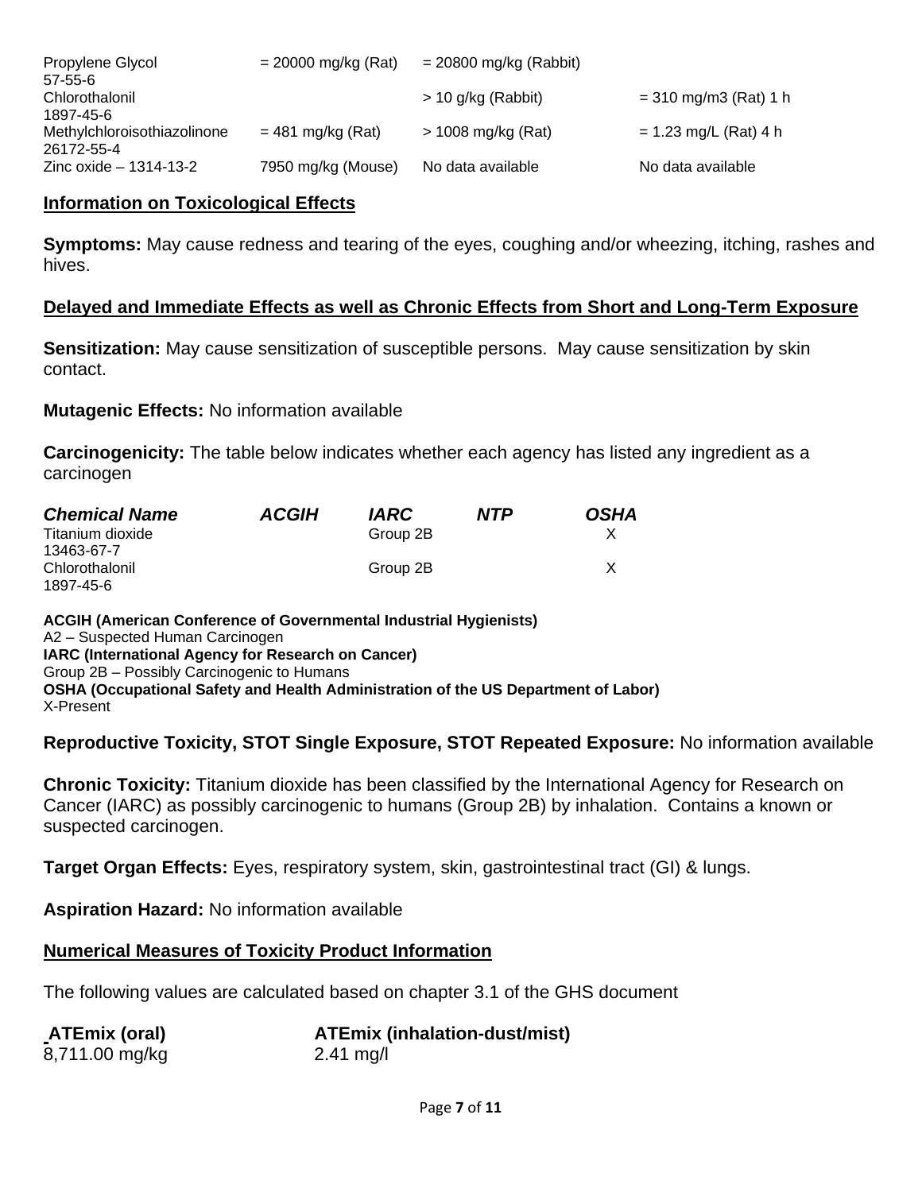| | | | |
|---|---|---|---|
| Propylene Glycol 57-55-6 | = 20000 mg/kg (Rat) | = 20800 mg/kg (Rabbit) | |
| Chlorothalonil 1897-45-6 | | > 10 g/kg (Rabbit) | = 310 mg/m3 (Rat) 1 h |
| Methylchloroisothiazolinone 26172-55-4 | = 481 mg/kg (Rat) | > 1008 mg/kg (Rat) | = 1.23 mg/L (Rat) 4 h |
| Zinc oxide – 1314-13-2 | 7950 mg/kg (Mouse) | No data available | No data available |

## Information on Toxicological Effects

**Symptoms:** May cause redness and tearing of the eyes, coughing and/or wheezing, itching, rashes and hives.

## Delayed and Immediate Effects as well as Chronic Effects from Short and Long-Term Exposure

**Sensitization:** May cause sensitization of susceptible persons. May cause sensitization by skin contact.

**Mutagenic Effects:** No information available

**Carcinogenicity:** The table below indicates whether each agency has listed any ingredient as a carcinogen

| *Chemical Name* | *ACGIH* | *IARC* | *NTP* | *OSHA* |
|---|---|---|---|---|
| Titanium dioxide 13463-67-7 | | Group 2B | | X |
| Chlorothalonil 1897-45-6 | | Group 2B | | X |

**ACGIH (American Conference of Governmental Industrial Hygienists)**
A2 – Suspected Human Carcinogen
**IARC (International Agency for Research on Cancer)**
Group 2B – Possibly Carcinogenic to Humans
**OSHA (Occupational Safety and Health Administration of the US Department of Labor)**
X-Present

**Reproductive Toxicity, STOT Single Exposure, STOT Repeated Exposure:** No information available

**Chronic Toxicity:** Titanium dioxide has been classified by the International Agency for Research on Cancer (IARC) as possibly carcinogenic to humans (Group 2B) by inhalation. Contains a known or suspected carcinogen.

**Target Organ Effects:** Eyes, respiratory system, skin, gastrointestinal tract (GI) & lungs.

**Aspiration Hazard:** No information available

## Numerical Measures of Toxicity Product Information

The following values are calculated based on chapter 3.1 of the GHS document

| **ATEmix (oral)** | **ATEmix (inhalation-dust/mist)** |
|---|---|
| 8,711.00 mg/kg | 2.41 mg/l |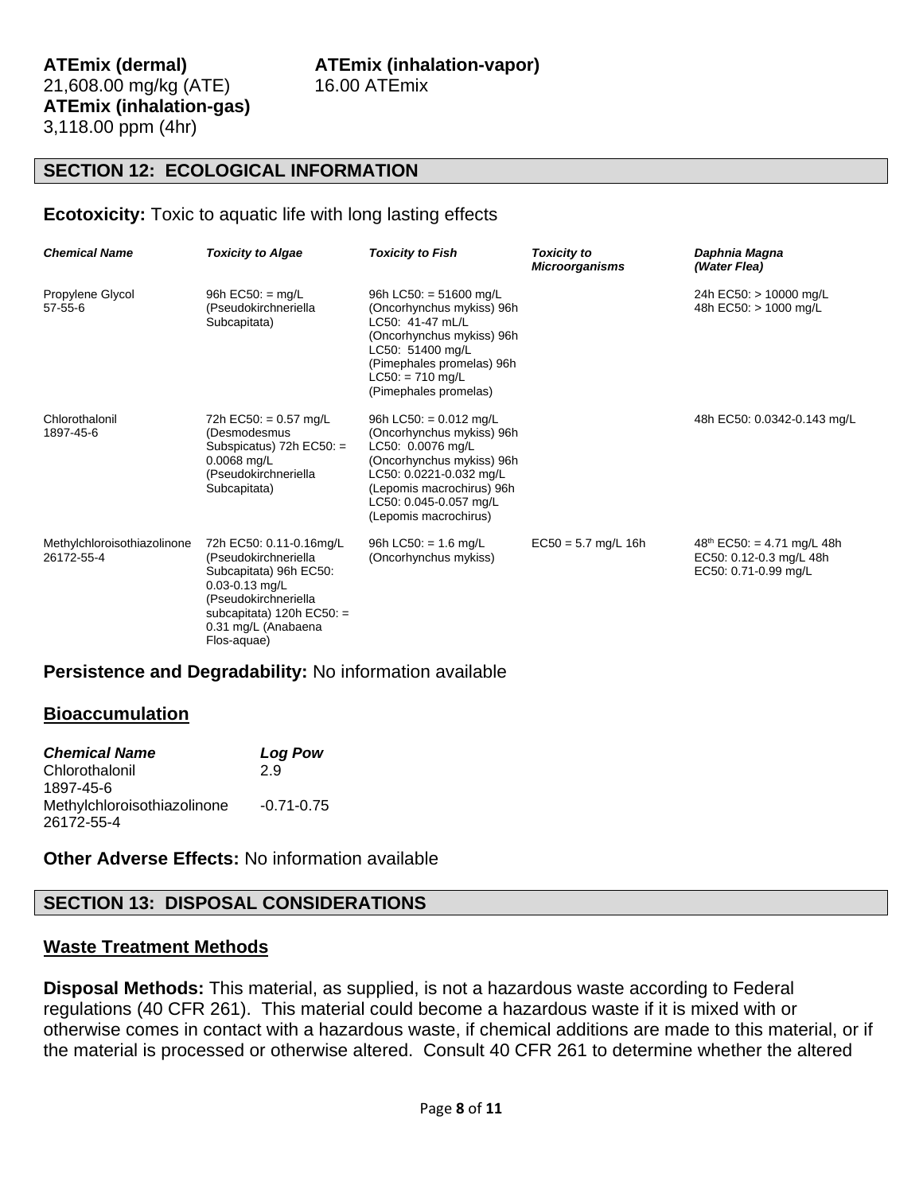**ATEmix (dermal)**
21,608.00 mg/kg (ATE)
**ATEmix (inhalation-gas)**
3,118.00 ppm (4hr)

**ATEmix (inhalation-vapor)**
16.00 ATEmix

## SECTION 12: ECOLOGICAL INFORMATION

**Ecotoxicity:** Toxic to aquatic life with long lasting effects

| ***Chemical Name*** | ***Toxicity to Algae*** | ***Toxicity to Fish*** | ***Toxicity to Microorganisms*** | ***Daphnia Magna (Water Flea)*** |
|---|---|---|---|---|
| Propylene Glycol 57-55-6 | 96h EC50: = mg/L (Pseudokirchneriella Subcapitata) | 96h LC50: = 51600 mg/L (Oncorhynchus mykiss) 96h LC50: 41-47 mL/L (Oncorhynchus mykiss) 96h LC50: 51400 mg/L (Pimephales promelas) 96h LC50: = 710 mg/L (Pimephales promelas) | | 24h EC50: > 10000 mg/L 48h EC50: > 1000 mg/L |
| Chlorothalonil 1897-45-6 | 72h EC50: = 0.57 mg/L (Desmodesmus Subspicatus) 72h EC50: = 0.0068 mg/L (Pseudokirchneriella Subcapitata) | 96h LC50: = 0.012 mg/L (Oncorhynchus mykiss) 96h LC50: 0.0076 mg/L (Oncorhynchus mykiss) 96h LC50: 0.0221-0.032 mg/L (Lepomis macrochirus) 96h LC50: 0.045-0.057 mg/L (Lepomis macrochirus) | | 48h EC50: 0.0342-0.143 mg/L |
| Methylchloroisothiazolinone 26172-55-4 | 72h EC50: 0.11-0.16mg/L (Pseudokirchneriella Subcapitata) 96h EC50: 0.03-0.13 mg/L (Pseudokirchneriella subcapitata) 120h EC50: = 0.31 mg/L (Anabaena Flos-aquae) | 96h LC50: = 1.6 mg/L (Oncorhynchus mykiss) | EC50 = 5.7 mg/L 16h | 48th EC50: = 4.71 mg/L 48h EC50: 0.12-0.3 mg/L 48h EC50: 0.71-0.99 mg/L |

**Persistence and Degradability:** No information available

### Bioaccumulation

| ***Chemical Name*** | ***Log Pow*** |
|---|---|
| Chlorothalonil 1897-45-6 | 2.9 |
| Methylchloroisothiazolinone 26172-55-4 | -0.71-0.75 |

**Other Adverse Effects:** No information available

## SECTION 13: DISPOSAL CONSIDERATIONS

### Waste Treatment Methods

**Disposal Methods:** This material, as supplied, is not a hazardous waste according to Federal regulations (40 CFR 261). This material could become a hazardous waste if it is mixed with or otherwise comes in contact with a hazardous waste, if chemical additions are made to this material, or if the material is processed or otherwise altered. Consult 40 CFR 261 to determine whether the altered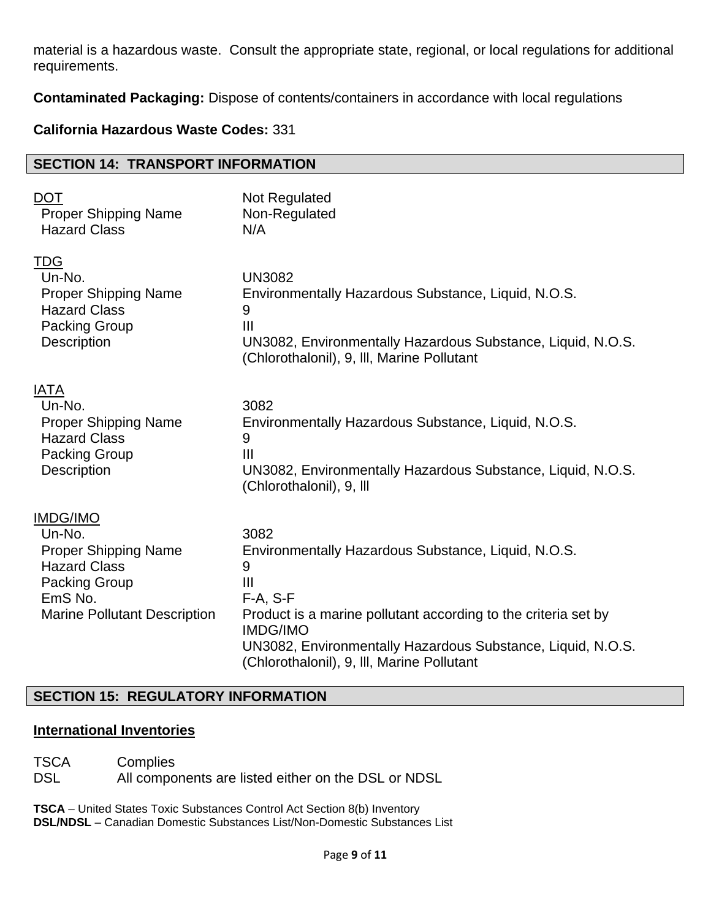material is a hazardous waste. Consult the appropriate state, regional, or local regulations for additional requirements.

**Contaminated Packaging:** Dispose of contents/containers in accordance with local regulations

**California Hazardous Waste Codes:** 331

## SECTION 14: TRANSPORT INFORMATION

| DOT | Not Regulated |
|---|---|
| Proper Shipping Name | Non-Regulated |
| Hazard Class | N/A |

| TDG | |
|---|---|
| Un-No. | UN3082 |
| Proper Shipping Name | Environmentally Hazardous Substance, Liquid, N.O.S. |
| Hazard Class | 9 |
| Packing Group | III |
| Description | UN3082, Environmentally Hazardous Substance, Liquid, N.O.S. (Chlorothalonil), 9, lll, Marine Pollutant |

| IATA | |
|---|---|
| Un-No. | 3082 |
| Proper Shipping Name | Environmentally Hazardous Substance, Liquid, N.O.S. |
| Hazard Class | 9 |
| Packing Group | III |
| Description | UN3082, Environmentally Hazardous Substance, Liquid, N.O.S. (Chlorothalonil), 9, lll |

| IMDG/IMO | |
|---|---|
| Un-No. | 3082 |
| Proper Shipping Name | Environmentally Hazardous Substance, Liquid, N.O.S. |
| Hazard Class | 9 |
| Packing Group | III |
| EmS No. | F-A, S-F |
| Marine Pollutant Description | Product is a marine pollutant according to the criteria set by IMDG/IMO<br>UN3082, Environmentally Hazardous Substance, Liquid, N.O.S. (Chlorothalonil), 9, lll, Marine Pollutant |

## SECTION 15: REGULATORY INFORMATION

**International Inventories**

| TSCA | Complies |
|---|---|
| DSL | All components are listed either on the DSL or NDSL |

**TSCA** – United States Toxic Substances Control Act Section 8(b) Inventory
**DSL/NDSL** – Canadian Domestic Substances List/Non-Domestic Substances List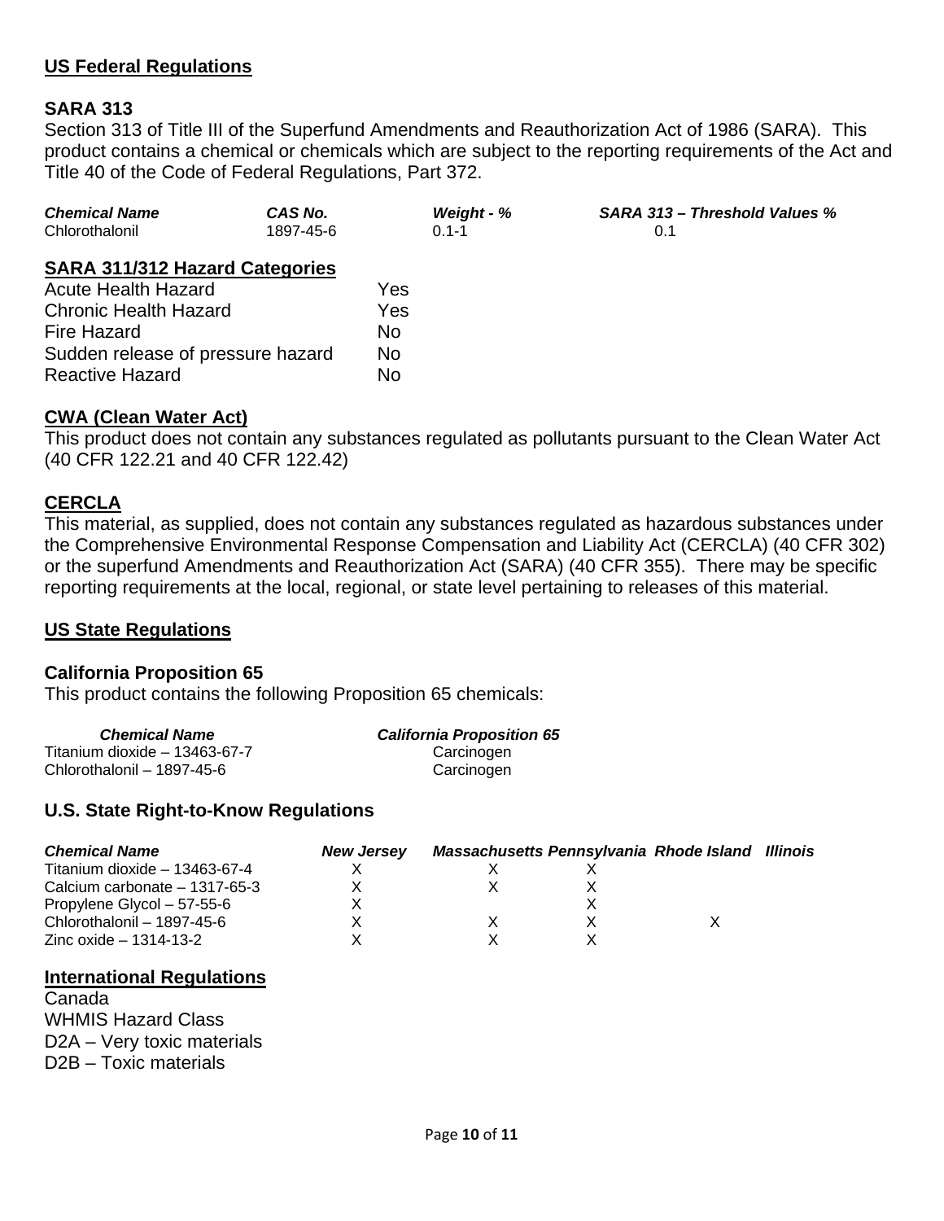## US Federal Regulations

### SARA 313

Section 313 of Title III of the Superfund Amendments and Reauthorization Act of 1986 (SARA). This product contains a chemical or chemicals which are subject to the reporting requirements of the Act and Title 40 of the Code of Federal Regulations, Part 372.

| *Chemical Name* | *CAS No.* | *Weight - %* | *SARA 313 – Threshold Values %* |
|---|---|---|---|
| Chlorothalonil | 1897-45-6 | 0.1-1 | 0.1 |

### SARA 311/312 Hazard Categories

| | |
|---|---|
| Acute Health Hazard | Yes |
| Chronic Health Hazard | Yes |
| Fire Hazard | No |
| Sudden release of pressure hazard | No |
| Reactive Hazard | No |

### CWA (Clean Water Act)

This product does not contain any substances regulated as pollutants pursuant to the Clean Water Act (40 CFR 122.21 and 40 CFR 122.42)

### CERCLA

This material, as supplied, does not contain any substances regulated as hazardous substances under the Comprehensive Environmental Response Compensation and Liability Act (CERCLA) (40 CFR 302) or the superfund Amendments and Reauthorization Act (SARA) (40 CFR 355). There may be specific reporting requirements at the local, regional, or state level pertaining to releases of this material.

## US State Regulations

### California Proposition 65

This product contains the following Proposition 65 chemicals:

| *Chemical Name* | *California Proposition 65* |
|---|---|
| Titanium dioxide – 13463-67-7 | Carcinogen |
| Chlorothalonil – 1897-45-6 | Carcinogen |

### U.S. State Right-to-Know Regulations

| *Chemical Name* | *New Jersey* | *Massachusetts* | *Pennsylvania* | *Rhode Island* | *Illinois* |
|---|---|---|---|---|---|
| Titanium dioxide – 13463-67-4 | X | X | X | | |
| Calcium carbonate – 1317-65-3 | X | X | X | | |
| Propylene Glycol – 57-55-6 | X | | X | | |
| Chlorothalonil – 1897-45-6 | X | X | X | X | |
| Zinc oxide – 1314-13-2 | X | X | X | | |

## International Regulations

Canada

WHMIS Hazard Class

D2A – Very toxic materials

D2B – Toxic materials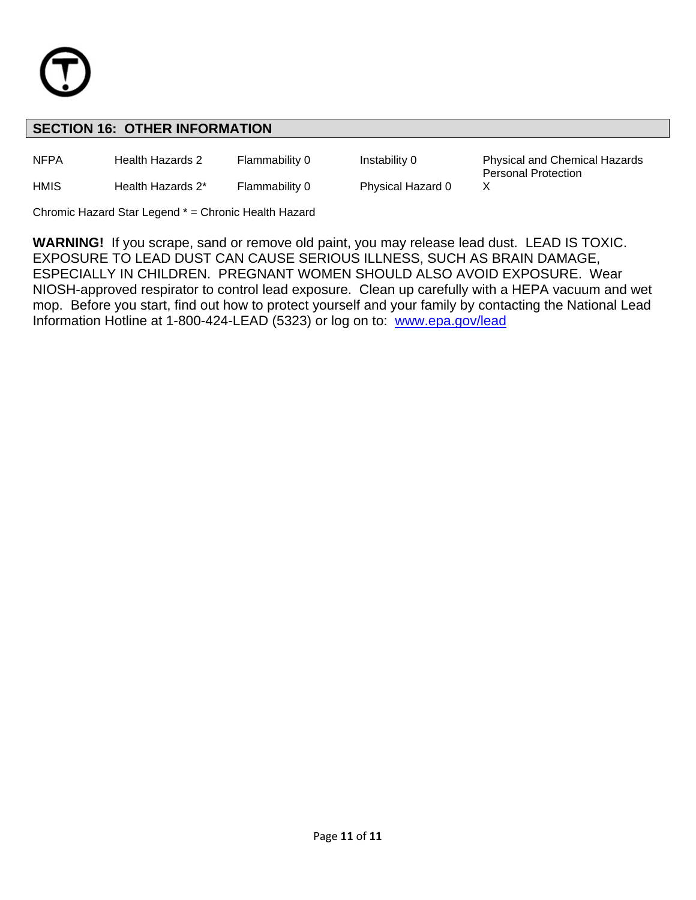## SECTION 16: OTHER INFORMATION

| | | | | |
|---|---|---|---|---|
| NFPA | Health Hazards 2 | Flammability 0 | Instability 0 | Physical and Chemical Hazards |
| HMIS | Health Hazards 2* | Flammability 0 | Physical Hazard 0 | Personal Protection X |

Chromic Hazard Star Legend * = Chronic Health Hazard

**WARNING!** If you scrape, sand or remove old paint, you may release lead dust. LEAD IS TOXIC. EXPOSURE TO LEAD DUST CAN CAUSE SERIOUS ILLNESS, SUCH AS BRAIN DAMAGE, ESPECIALLY IN CHILDREN. PREGNANT WOMEN SHOULD ALSO AVOID EXPOSURE. Wear NIOSH-approved respirator to control lead exposure. Clean up carefully with a HEPA vacuum and wet mop. Before you start, find out how to protect yourself and your family by contacting the National Lead Information Hotline at 1-800-424-LEAD (5323) or log on to: www.epa.gov/lead